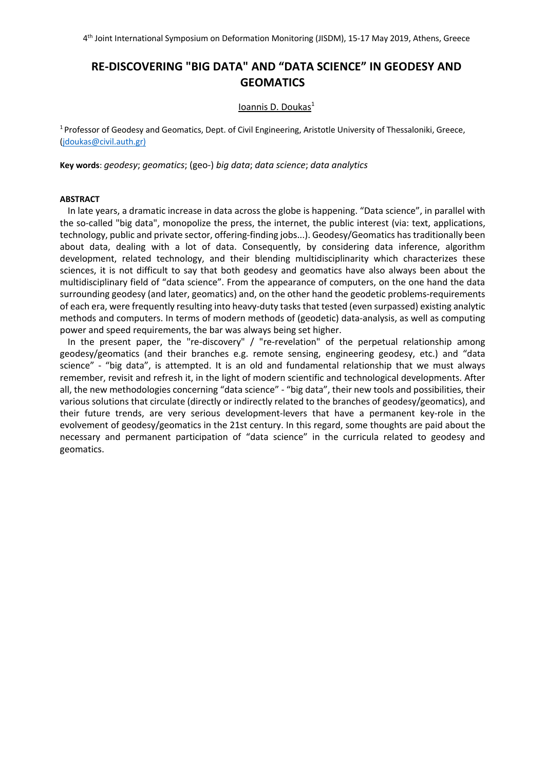# RE-DISCOVERING "BIG DATA" AND "DATA SCIENCE" IN GEODESY AND GEOMATICS

Ioannis D. Doukas[1]

[1] Professor of Geodesy and Geomatics, Dept. of Civil Engineering, Aristotle University of Thessaloniki, Greece, (jdoukas@civil.auth.gr)

**Key words**: *geodesy*; *geomatics*; (geo-) *big data*; *data science*; *data analytics*

**ABSTRACT**

In late years, a dramatic increase in data across the globe is happening. "Data science", in parallel with the so-called "big data", monopolize the press, the internet, the public interest (via: text, applications, technology, public and private sector, offering-finding jobs...). Geodesy/Geomatics has traditionally been about data, dealing with a lot of data. Consequently, by considering data inference, algorithm development, related technology, and their blending multidisciplinarity which characterizes these sciences, it is not difficult to say that both geodesy and geomatics have also always been about the multidisciplinary field of "data science". From the appearance of computers, on the one hand the data surrounding geodesy (and later, geomatics) and, on the other hand the geodetic problems-requirements of each era, were frequently resulting into heavy-duty tasks that tested (even surpassed) existing analytic methods and computers. In terms of modern methods of (geodetic) data-analysis, as well as computing power and speed requirements, the bar was always being set higher.

In the present paper, the "re-discovery" / "re-revelation" of the perpetual relationship among geodesy/geomatics (and their branches e.g. remote sensing, engineering geodesy, etc.) and "data science" - "big data", is attempted. It is an old and fundamental relationship that we must always remember, revisit and refresh it, in the light of modern scientific and technological developments. After all, the new methodologies concerning "data science" - "big data", their new tools and possibilities, their various solutions that circulate (directly or indirectly related to the branches of geodesy/geomatics), and their future trends, are very serious development-levers that have a permanent key-role in the evolvement of geodesy/geomatics in the 21st century. In this regard, some thoughts are paid about the necessary and permanent participation of "data science" in the curricula related to geodesy and geomatics.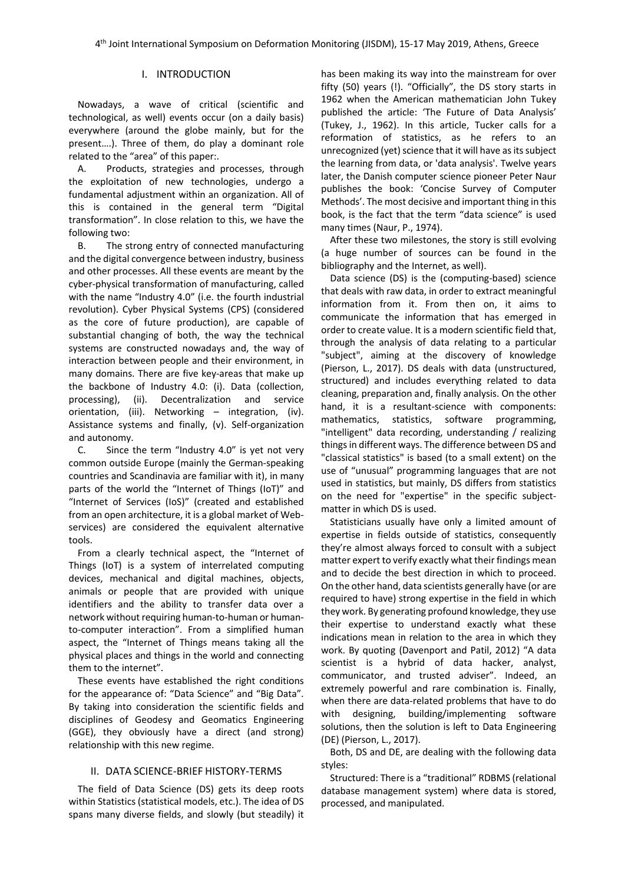## I. INTRODUCTION

Nowadays, a wave of critical (scientific and technological, as well) events occur (on a daily basis) everywhere (around the globe mainly, but for the present….). Three of them, do play a dominant role related to the "area" of this paper:.

A. Products, strategies and processes, through the exploitation of new technologies, undergo a fundamental adjustment within an organization. All of this is contained in the general term "Digital transformation". In close relation to this, we have the following two:

B. The strong entry of connected manufacturing and the digital convergence between industry, business and other processes. All these events are meant by the cyber-physical transformation of manufacturing, called with the name "Industry 4.0" (i.e. the fourth industrial revolution). Cyber Physical Systems (CPS) (considered as the core of future production), are capable of substantial changing of both, the way the technical systems are constructed nowadays and, the way of interaction between people and their environment, in many domains. There are five key-areas that make up the backbone of Industry 4.0: (i). Data (collection, processing), (ii). Decentralization and service orientation, (iii). Networking – integration, (iv). Assistance systems and finally, (v). Self-organization and autonomy.

C. Since the term "Industry 4.0" is yet not very common outside Europe (mainly the German-speaking countries and Scandinavia are familiar with it), in many parts of the world the "Internet of Things (IoT)" and "Internet of Services (IoS)" (created and established from an open architecture, it is a global market of Web-services) are considered the equivalent alternative tools.

From a clearly technical aspect, the "Internet of Things (IoT) is a system of interrelated computing devices, mechanical and digital machines, objects, animals or people that are provided with unique identifiers and the ability to transfer data over a network without requiring human-to-human or human-to-computer interaction". From a simplified human aspect, the "Internet of Things means taking all the physical places and things in the world and connecting them to the internet".

These events have established the right conditions for the appearance of: "Data Science" and "Big Data". By taking into consideration the scientific fields and disciplines of Geodesy and Geomatics Engineering (GGE), they obviously have a direct (and strong) relationship with this new regime.

## II. DATA SCIENCE-BRIEF HISTORY-TERMS

The field of Data Science (DS) gets its deep roots within Statistics (statistical models, etc.). The idea of DS spans many diverse fields, and slowly (but steadily) it has been making its way into the mainstream for over fifty (50) years (!). "Officially", the DS story starts in 1962 when the American mathematician John Tukey published the article: 'The Future of Data Analysis' (Tukey, J., 1962). In this article, Tucker calls for a reformation of statistics, as he refers to an unrecognized (yet) science that it will have as its subject the learning from data, or 'data analysis'. Twelve years later, the Danish computer science pioneer Peter Naur publishes the book: 'Concise Survey of Computer Methods'. The most decisive and important thing in this book, is the fact that the term "data science" is used many times (Naur, P., 1974).

After these two milestones, the story is still evolving (a huge number of sources can be found in the bibliography and the Internet, as well).

Data science (DS) is the (computing-based) science that deals with raw data, in order to extract meaningful information from it. From then on, it aims to communicate the information that has emerged in order to create value. It is a modern scientific field that, through the analysis of data relating to a particular "subject", aiming at the discovery of knowledge (Pierson, L., 2017). DS deals with data (unstructured, structured) and includes everything related to data cleaning, preparation and, finally analysis. On the other hand, it is a resultant-science with components: mathematics, statistics, software programming, "intelligent" data recording, understanding / realizing things in different ways. The difference between DS and "classical statistics" is based (to a small extent) on the use of "unusual" programming languages that are not used in statistics, but mainly, DS differs from statistics on the need for "expertise" in the specific subject-matter in which DS is used.

Statisticians usually have only a limited amount of expertise in fields outside of statistics, consequently they're almost always forced to consult with a subject matter expert to verify exactly what their findings mean and to decide the best direction in which to proceed. On the other hand, data scientists generally have (or are required to have) strong expertise in the field in which they work. By generating profound knowledge, they use their expertise to understand exactly what these indications mean in relation to the area in which they work. By quoting (Davenport and Patil, 2012) "A data scientist is a hybrid of data hacker, analyst, communicator, and trusted adviser". Indeed, an extremely powerful and rare combination is. Finally, when there are data-related problems that have to do with designing, building/implementing software solutions, then the solution is left to Data Engineering (DE) (Pierson, L., 2017).

Both, DS and DE, are dealing with the following data styles:

Structured: There is a "traditional" RDBMS (relational database management system) where data is stored, processed, and manipulated.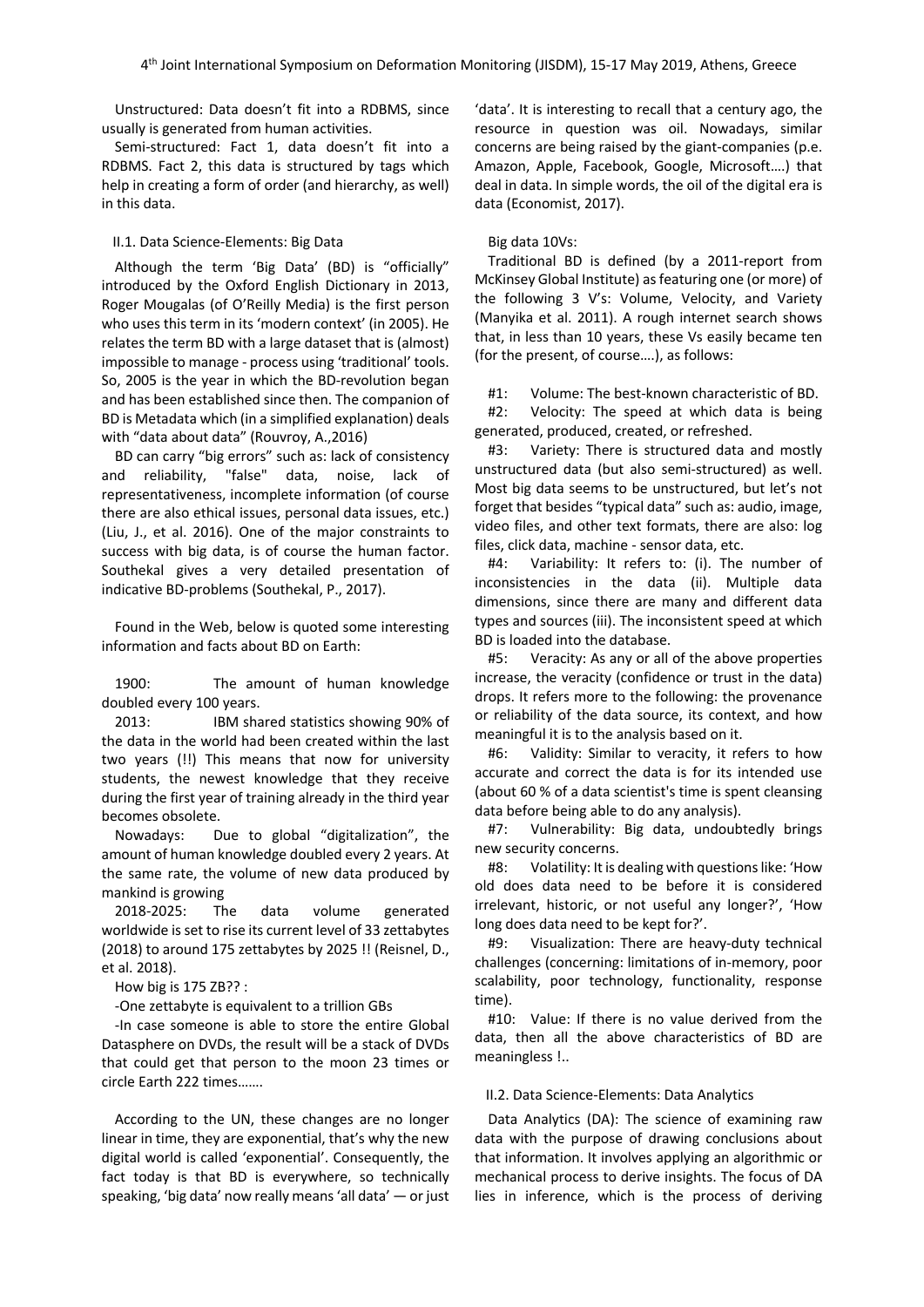Unstructured: Data doesn't fit into a RDBMS, since usually is generated from human activities.

Semi-structured: Fact 1, data doesn't fit into a RDBMS. Fact 2, this data is structured by tags which help in creating a form of order (and hierarchy, as well) in this data.

### II.1. Data Science-Elements: Big Data

Although the term 'Big Data' (BD) is "officially" introduced by the Oxford English Dictionary in 2013, Roger Mougalas (of O'Reilly Media) is the first person who uses this term in its 'modern context' (in 2005). He relates the term BD with a large dataset that is (almost) impossible to manage - process using 'traditional' tools. So, 2005 is the year in which the BD-revolution began and has been established since then. The companion of BD is Metadata which (in a simplified explanation) deals with "data about data" (Rouvroy, A.,2016)

BD can carry "big errors" such as: lack of consistency and reliability, "false" data, noise, lack of representativeness, incomplete information (of course there are also ethical issues, personal data issues, etc.) (Liu, J., et al. 2016). One of the major constraints to success with big data, is of course the human factor. Southekal gives a very detailed presentation of indicative BD-problems (Southekal, P., 2017).

Found in the Web, below is quoted some interesting information and facts about BD on Earth:

1900: The amount of human knowledge doubled every 100 years.

2013: IBM shared statistics showing 90% of the data in the world had been created within the last two years (!!) This means that now for university students, the newest knowledge that they receive during the first year of training already in the third year becomes obsolete.

Nowadays: Due to global "digitalization", the amount of human knowledge doubled every 2 years. At the same rate, the volume of new data produced by mankind is growing

2018-2025: The data volume generated worldwide is set to rise its current level of 33 zettabytes (2018) to around 175 zettabytes by 2025 !! (Reisnel, D., et al. 2018).

How big is 175 ZB?? :

-One zettabyte is equivalent to a trillion GBs

-In case someone is able to store the entire Global Datasphere on DVDs, the result will be a stack of DVDs that could get that person to the moon 23 times or circle Earth 222 times…….

According to the UN, these changes are no longer linear in time, they are exponential, that's why the new digital world is called 'exponential'. Consequently, the fact today is that BD is everywhere, so technically speaking, 'big data' now really means 'all data' — or just 'data'. It is interesting to recall that a century ago, the resource in question was oil. Nowadays, similar concerns are being raised by the giant-companies (p.e. Amazon, Apple, Facebook, Google, Microsoft….) that deal in data. In simple words, the oil of the digital era is data (Economist, 2017).

Big data 10Vs:

Traditional BD is defined (by a 2011-report from McKinsey Global Institute) as featuring one (or more) of the following 3 V's: Volume, Velocity, and Variety (Manyika et al. 2011). A rough internet search shows that, in less than 10 years, these Vs easily became ten (for the present, of course….), as follows:

#1: Volume: The best-known characteristic of BD.

#2: Velocity: The speed at which data is being generated, produced, created, or refreshed.

#3: Variety: There is structured data and mostly unstructured data (but also semi-structured) as well. Most big data seems to be unstructured, but let's not forget that besides "typical data" such as: audio, image, video files, and other text formats, there are also: log files, click data, machine - sensor data, etc.

#4: Variability: It refers to: (i). The number of inconsistencies in the data (ii). Multiple data dimensions, since there are many and different data types and sources (iii). The inconsistent speed at which BD is loaded into the database.

#5: Veracity: As any or all of the above properties increase, the veracity (confidence or trust in the data) drops. It refers more to the following: the provenance or reliability of the data source, its context, and how meaningful it is to the analysis based on it.

#6: Validity: Similar to veracity, it refers to how accurate and correct the data is for its intended use (about 60 % of a data scientist's time is spent cleansing data before being able to do any analysis).

#7: Vulnerability: Big data, undoubtedly brings new security concerns.

#8: Volatility: It is dealing with questions like: 'How old does data need to be before it is considered irrelevant, historic, or not useful any longer?', 'How long does data need to be kept for?'.

#9: Visualization: There are heavy-duty technical challenges (concerning: limitations of in-memory, poor scalability, poor technology, functionality, response time).

#10: Value: If there is no value derived from the data, then all the above characteristics of BD are meaningless !..

### II.2. Data Science-Elements: Data Analytics

Data Analytics (DA): The science of examining raw data with the purpose of drawing conclusions about that information. It involves applying an algorithmic or mechanical process to derive insights. The focus of DA lies in inference, which is the process of deriving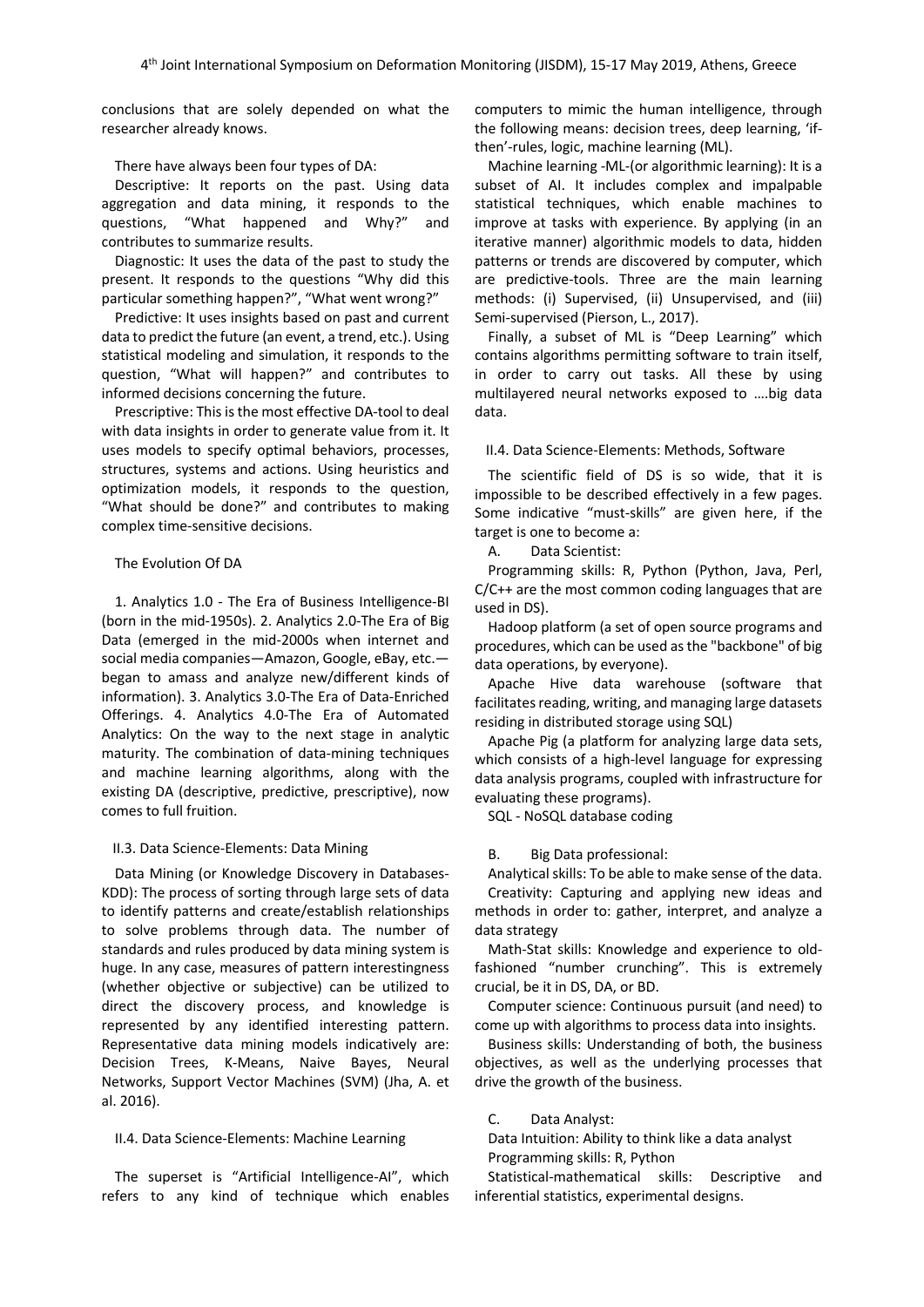conclusions that are solely depended on what the researcher already knows.

There have always been four types of DA:

Descriptive: It reports on the past. Using data aggregation and data mining, it responds to the questions, "What happened and Why?" and contributes to summarize results.

Diagnostic: It uses the data of the past to study the present. It responds to the questions "Why did this particular something happen?", "What went wrong?"

Predictive: It uses insights based on past and current data to predict the future (an event, a trend, etc.). Using statistical modeling and simulation, it responds to the question, "What will happen?" and contributes to informed decisions concerning the future.

Prescriptive: This is the most effective DA-tool to deal with data insights in order to generate value from it. It uses models to specify optimal behaviors, processes, structures, systems and actions. Using heuristics and optimization models, it responds to the question, "What should be done?" and contributes to making complex time-sensitive decisions.

The Evolution Of DA

1. Analytics 1.0 - The Era of Business Intelligence-BI (born in the mid-1950s). 2. Analytics 2.0-The Era of Big Data (emerged in the mid-2000s when internet and social media companies—Amazon, Google, eBay, etc.—began to amass and analyze new/different kinds of information). 3. Analytics 3.0-The Era of Data-Enriched Offerings. 4. Analytics 4.0-The Era of Automated Analytics: On the way to the next stage in analytic maturity. The combination of data-mining techniques and machine learning algorithms, along with the existing DA (descriptive, predictive, prescriptive), now comes to full fruition.

## II.3. Data Science-Elements: Data Mining

Data Mining (or Knowledge Discovery in Databases-KDD): The process of sorting through large sets of data to identify patterns and create/establish relationships to solve problems through data. The number of standards and rules produced by data mining system is huge. In any case, measures of pattern interestingness (whether objective or subjective) can be utilized to direct the discovery process, and knowledge is represented by any identified interesting pattern. Representative data mining models indicatively are: Decision Trees, K-Means, Naive Bayes, Neural Networks, Support Vector Machines (SVM) (Jha, A. et al. 2016).

## II.4. Data Science-Elements: Machine Learning

The superset is "Artificial Intelligence-AI", which refers to any kind of technique which enables computers to mimic the human intelligence, through the following means: decision trees, deep learning, 'if-then'-rules, logic, machine learning (ML).

Machine learning -ML-(or algorithmic learning): It is a subset of AI. It includes complex and impalpable statistical techniques, which enable machines to improve at tasks with experience. By applying (in an iterative manner) algorithmic models to data, hidden patterns or trends are discovered by computer, which are predictive-tools. Three are the main learning methods: (i) Supervised, (ii) Unsupervised, and (iii) Semi-supervised (Pierson, L., 2017).

Finally, a subset of ML is "Deep Learning" which contains algorithms permitting software to train itself, in order to carry out tasks. All these by using multilayered neural networks exposed to ….big data data.

## II.4. Data Science-Elements: Methods, Software

The scientific field of DS is so wide, that it is impossible to be described effectively in a few pages. Some indicative "must-skills" are given here, if the target is one to become a:

A. Data Scientist:

Programming skills: R, Python (Python, Java, Perl, C/C++ are the most common coding languages that are used in DS).

Hadoop platform (a set of open source programs and procedures, which can be used as the "backbone" of big data operations, by everyone).

Apache Hive data warehouse (software that facilitates reading, writing, and managing large datasets residing in distributed storage using SQL)

Apache Pig (a platform for analyzing large data sets, which consists of a high-level language for expressing data analysis programs, coupled with infrastructure for evaluating these programs).

SQL - NoSQL database coding

B. Big Data professional:

Analytical skills: To be able to make sense of the data.

Creativity: Capturing and applying new ideas and methods in order to: gather, interpret, and analyze a data strategy

Math-Stat skills: Knowledge and experience to old-fashioned "number crunching". This is extremely crucial, be it in DS, DA, or BD.

Computer science: Continuous pursuit (and need) to come up with algorithms to process data into insights.

Business skills: Understanding of both, the business objectives, as well as the underlying processes that drive the growth of the business.

C. Data Analyst:

Data Intuition: Ability to think like a data analyst

Programming skills: R, Python

Statistical-mathematical skills: Descriptive and inferential statistics, experimental designs.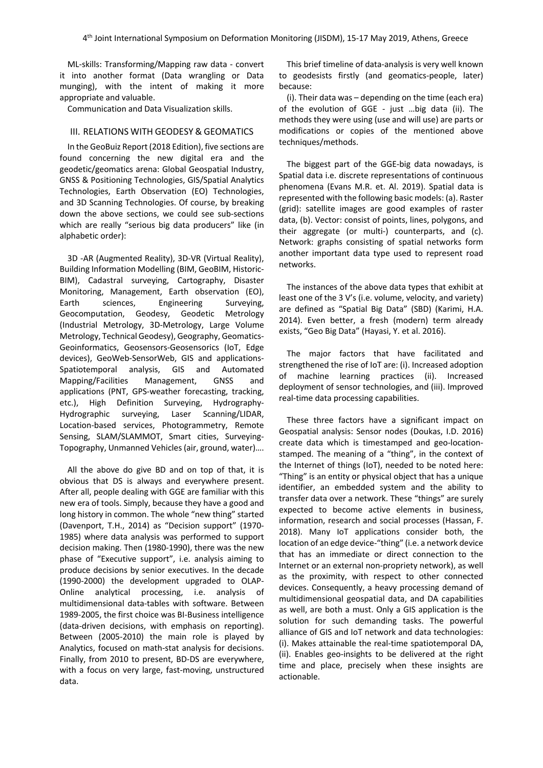ML-skills: Transforming/Mapping raw data - convert it into another format (Data wrangling or Data munging), with the intent of making it more appropriate and valuable.

Communication and Data Visualization skills.

## III. RELATIONS WITH GEODESY & GEOMATICS

In the GeoBuiz Report (2018 Edition), five sections are found concerning the new digital era and the geodetic/geomatics arena: Global Geospatial Industry, GNSS & Positioning Technologies, GIS/Spatial Analytics Technologies, Earth Observation (EO) Technologies, and 3D Scanning Technologies. Of course, by breaking down the above sections, we could see sub-sections which are really "serious big data producers" like (in alphabetic order):

3D -AR (Augmented Reality), 3D-VR (Virtual Reality), Building Information Modelling (BIM, GeoBIM, Historic-BIM), Cadastral surveying, Cartography, Disaster Monitoring, Management, Earth observation (EO), Earth sciences, Engineering Surveying, Geocomputation, Geodesy, Geodetic Metrology (Industrial Metrology, 3D-Metrology, Large Volume Metrology, Technical Geodesy), Geography, Geomatics-Geoinformatics, Geosensors-Geosensorics (IoT, Edge devices), GeoWeb-SensorWeb, GIS and applications-Spatiotemporal analysis, GIS and Automated Mapping/Facilities Management, GNSS and applications (PNT, GPS-weather forecasting, tracking, etc.), High Definition Surveying, Hydrography-Hydrographic surveying, Laser Scanning/LIDAR, Location-based services, Photogrammetry, Remote Sensing, SLAM/SLAMMOT, Smart cities, Surveying-Topography, Unmanned Vehicles (air, ground, water)….

All the above do give BD and on top of that, it is obvious that DS is always and everywhere present. After all, people dealing with GGE are familiar with this new era of tools. Simply, because they have a good and long history in common. The whole "new thing" started (Davenport, T.H., 2014) as "Decision support" (1970-1985) where data analysis was performed to support decision making. Then (1980-1990), there was the new phase of "Executive support", i.e. analysis aiming to produce decisions by senior executives. In the decade (1990-2000) the development upgraded to OLAP-Online analytical processing, i.e. analysis of multidimensional data-tables with software. Between 1989-2005, the first choice was BI-Business intelligence (data-driven decisions, with emphasis on reporting). Between (2005-2010) the main role is played by Analytics, focused on math-stat analysis for decisions. Finally, from 2010 to present, BD-DS are everywhere, with a focus on very large, fast-moving, unstructured data.

This brief timeline of data-analysis is very well known to geodesists firstly (and geomatics-people, later) because:

(i). Their data was – depending on the time (each era) of the evolution of GGE - just …big data (ii). The methods they were using (use and will use) are parts or modifications or copies of the mentioned above techniques/methods.

The biggest part of the GGE-big data nowadays, is Spatial data i.e. discrete representations of continuous phenomena (Evans M.R. et. Al. 2019). Spatial data is represented with the following basic models: (a). Raster (grid): satellite images are good examples of raster data, (b). Vector: consist of points, lines, polygons, and their aggregate (or multi-) counterparts, and (c). Network: graphs consisting of spatial networks form another important data type used to represent road networks.

The instances of the above data types that exhibit at least one of the 3 V's (i.e. volume, velocity, and variety) are defined as "Spatial Big Data" (SBD) (Karimi, H.A. 2014). Even better, a fresh (modern) term already exists, "Geo Big Data" (Hayasi, Y. et al. 2016).

The major factors that have facilitated and strengthened the rise of IoT are: (i). Increased adoption of machine learning practices (ii). Increased deployment of sensor technologies, and (iii). Improved real-time data processing capabilities.

These three factors have a significant impact on Geospatial analysis: Sensor nodes (Doukas, I.D. 2016) create data which is timestamped and geo-location-stamped. The meaning of a "thing", in the context of the Internet of things (IoT), needed to be noted here: "Thing" is an entity or physical object that has a unique identifier, an embedded system and the ability to transfer data over a network. These "things" are surely expected to become active elements in business, information, research and social processes (Hassan, F. 2018). Many IoT applications consider both, the location of an edge device-"thing" (i.e. a network device that has an immediate or direct connection to the Internet or an external non-propriety network), as well as the proximity, with respect to other connected devices. Consequently, a heavy processing demand of multidimensional geospatial data, and DA capabilities as well, are both a must. Only a GIS application is the solution for such demanding tasks. The powerful alliance of GIS and IoT network and data technologies: (i). Makes attainable the real-time spatiotemporal DA, (ii). Enables geo-insights to be delivered at the right time and place, precisely when these insights are actionable.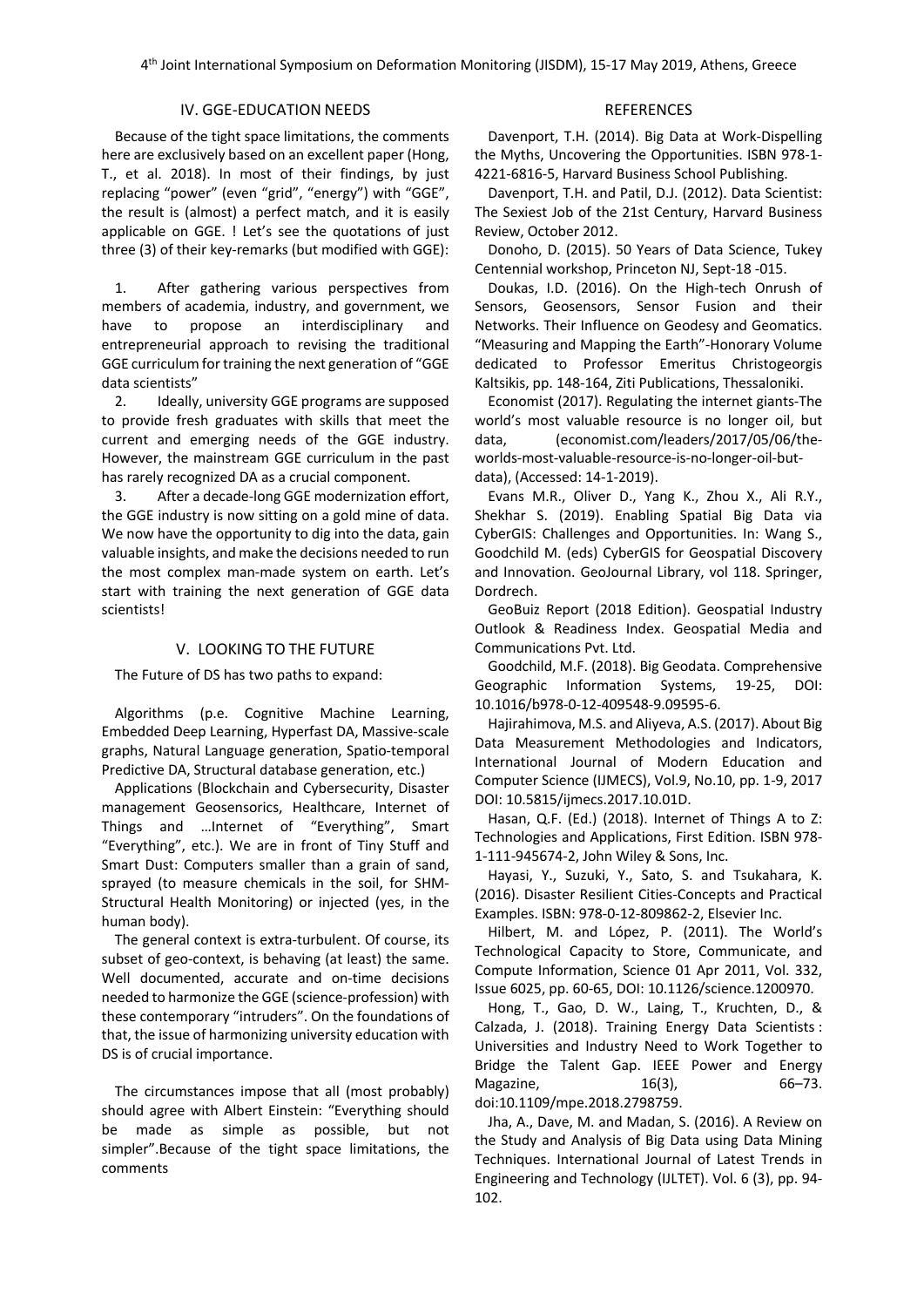## IV. GGE-EDUCATION NEEDS

Because of the tight space limitations, the comments here are exclusively based on an excellent paper (Hong, T., et al. 2018). In most of their findings, by just replacing "power" (even "grid", "energy") with "GGE", the result is (almost) a perfect match, and it is easily applicable on GGE. ! Let's see the quotations of just three (3) of their key-remarks (but modified with GGE):

1. After gathering various perspectives from members of academia, industry, and government, we have to propose an interdisciplinary and entrepreneurial approach to revising the traditional GGE curriculum for training the next generation of "GGE data scientists"
2. Ideally, university GGE programs are supposed to provide fresh graduates with skills that meet the current and emerging needs of the GGE industry. However, the mainstream GGE curriculum in the past has rarely recognized DA as a crucial component.
3. After a decade-long GGE modernization effort, the GGE industry is now sitting on a gold mine of data. We now have the opportunity to dig into the data, gain valuable insights, and make the decisions needed to run the most complex man-made system on earth. Let's start with training the next generation of GGE data scientists!

## V. LOOKING TO THE FUTURE

The Future of DS has two paths to expand:

Algorithms (p.e. Cognitive Machine Learning, Embedded Deep Learning, Hyperfast DA, Massive-scale graphs, Natural Language generation, Spatio-temporal Predictive DA, Structural database generation, etc.)

Applications (Blockchain and Cybersecurity, Disaster management Geosensorics, Healthcare, Internet of Things and …Internet of "Everything", Smart "Everything", etc.). We are in front of Tiny Stuff and Smart Dust: Computers smaller than a grain of sand, sprayed (to measure chemicals in the soil, for SHM-Structural Health Monitoring) or injected (yes, in the human body).

The general context is extra-turbulent. Of course, its subset of geo-context, is behaving (at least) the same. Well documented, accurate and on-time decisions needed to harmonize the GGE (science-profession) with these contemporary "intruders". On the foundations of that, the issue of harmonizing university education with DS is of crucial importance.

The circumstances impose that all (most probably) should agree with Albert Einstein: "Everything should be made as simple as possible, but not simpler".Because of the tight space limitations, the comments

## REFERENCES

Davenport, T.H. (2014). Big Data at Work-Dispelling the Myths, Uncovering the Opportunities. ISBN 978-1-4221-6816-5, Harvard Business School Publishing.

Davenport, T.H. and Patil, D.J. (2012). Data Scientist: The Sexiest Job of the 21st Century, Harvard Business Review, October 2012.

Donoho, D. (2015). 50 Years of Data Science, Tukey Centennial workshop, Princeton NJ, Sept-18 -015.

Doukas, I.D. (2016). On the High-tech Onrush of Sensors, Geosensors, Sensor Fusion and their Networks. Their Influence on Geodesy and Geomatics. "Measuring and Mapping the Earth"-Honorary Volume dedicated to Professor Emeritus Christogeorgis Kaltsikis, pp. 148-164, Ziti Publications, Thessaloniki.

Economist (2017). Regulating the internet giants-The world's most valuable resource is no longer oil, but data, (economist.com/leaders/2017/05/06/the-worlds-most-valuable-resource-is-no-longer-oil-but-data), (Accessed: 14-1-2019).

Evans M.R., Oliver D., Yang K., Zhou X., Ali R.Y., Shekhar S. (2019). Enabling Spatial Big Data via CyberGIS: Challenges and Opportunities. In: Wang S., Goodchild M. (eds) CyberGIS for Geospatial Discovery and Innovation. GeoJournal Library, vol 118. Springer, Dordrech.

GeoBuiz Report (2018 Edition). Geospatial Industry Outlook & Readiness Index. Geospatial Media and Communications Pvt. Ltd.

Goodchild, M.F. (2018). Big Geodata. Comprehensive Geographic Information Systems, 19-25, DOI: 10.1016/b978-0-12-409548-9.09595-6.

Hajirahimova, M.S. and Aliyeva, A.S. (2017). About Big Data Measurement Methodologies and Indicators, International Journal of Modern Education and Computer Science (IJMECS), Vol.9, No.10, pp. 1-9, 2017 DOI: 10.5815/ijmecs.2017.10.01D.

Hasan, Q.F. (Ed.) (2018). Internet of Things A to Z: Technologies and Applications, First Edition. ISBN 978-1-111-945674-2, John Wiley & Sons, Inc.

Hayasi, Y., Suzuki, Y., Sato, S. and Tsukahara, K. (2016). Disaster Resilient Cities-Concepts and Practical Examples. ISBN: 978-0-12-809862-2, Elsevier Inc.

Hilbert, M. and López, P. (2011). The World's Technological Capacity to Store, Communicate, and Compute Information, Science 01 Apr 2011, Vol. 332, Issue 6025, pp. 60-65, DOI: 10.1126/science.1200970.

Hong, T., Gao, D. W., Laing, T., Kruchten, D., & Calzada, J. (2018). Training Energy Data Scientists : Universities and Industry Need to Work Together to Bridge the Talent Gap. IEEE Power and Energy Magazine, 16(3), 66–73. doi:10.1109/mpe.2018.2798759.

Jha, A., Dave, M. and Madan, S. (2016). A Review on the Study and Analysis of Big Data using Data Mining Techniques. International Journal of Latest Trends in Engineering and Technology (IJLTET). Vol. 6 (3), pp. 94-102.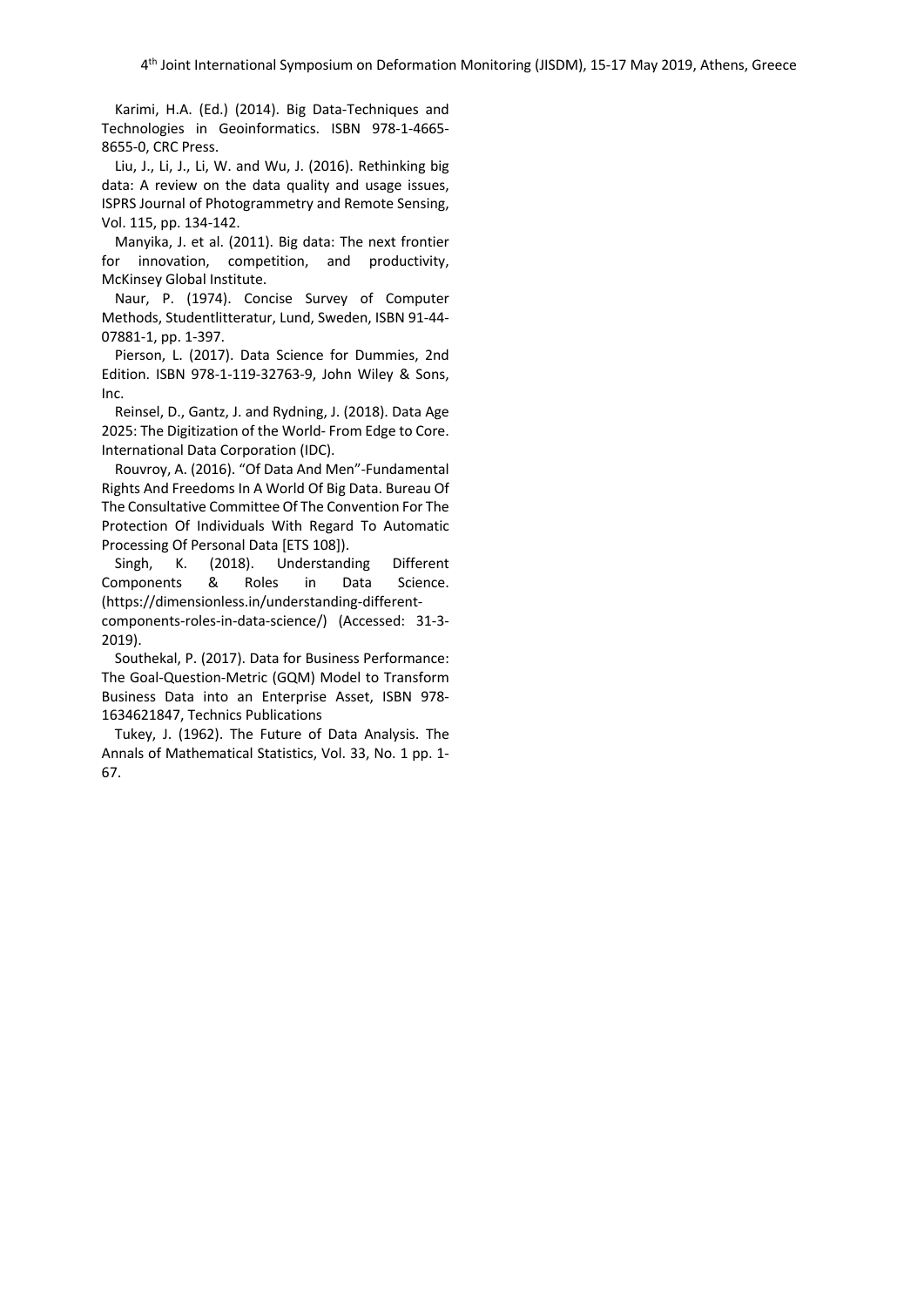Karimi, H.A. (Ed.) (2014). Big Data-Techniques and Technologies in Geoinformatics. ISBN 978-1-4665-8655-0, CRC Press.

Liu, J., Li, J., Li, W. and Wu, J. (2016). Rethinking big data: A review on the data quality and usage issues, ISPRS Journal of Photogrammetry and Remote Sensing, Vol. 115, pp. 134-142.

Manyika, J. et al. (2011). Big data: The next frontier for innovation, competition, and productivity, McKinsey Global Institute.

Naur, P. (1974). Concise Survey of Computer Methods, Studentlitteratur, Lund, Sweden, ISBN 91-44-07881-1, pp. 1-397.

Pierson, L. (2017). Data Science for Dummies, 2nd Edition. ISBN 978-1-119-32763-9, John Wiley & Sons, Inc.

Reinsel, D., Gantz, J. and Rydning, J. (2018). Data Age 2025: The Digitization of the World- From Edge to Core. International Data Corporation (IDC).

Rouvroy, A. (2016). "Of Data And Men"-Fundamental Rights And Freedoms In A World Of Big Data. Bureau Of The Consultative Committee Of The Convention For The Protection Of Individuals With Regard To Automatic Processing Of Personal Data [ETS 108]).

Singh, K. (2018). Understanding Different Components & Roles in Data Science. (https://dimensionless.in/understanding-different-components-roles-in-data-science/) (Accessed: 31-3-2019).

Southekal, P. (2017). Data for Business Performance: The Goal-Question-Metric (GQM) Model to Transform Business Data into an Enterprise Asset, ISBN 978-1634621847, Technics Publications

Tukey, J. (1962). The Future of Data Analysis. The Annals of Mathematical Statistics, Vol. 33, No. 1 pp. 1-67.